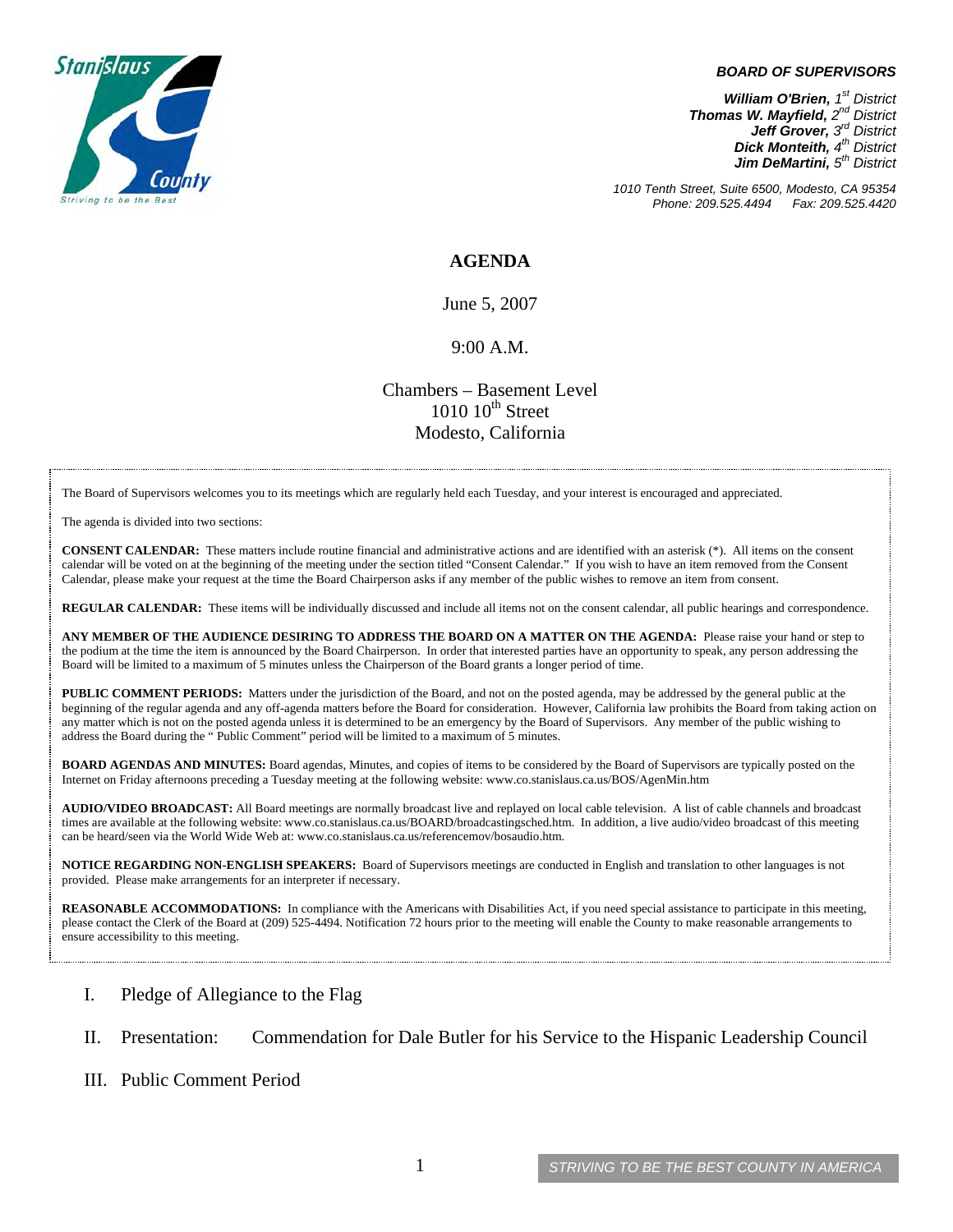**BOARD OF SUPERVISORS**

***William O'Brien,*** *1st District*
***Thomas W. Mayfield,*** *2nd District*
***Jeff Grover,*** *3rd District*
***Dick Monteith,*** *4th District*
***Jim DeMartini,*** *5th District*

*1010 Tenth Street, Suite 6500, Modesto, CA 95354*
*Phone: 209.525.4494 Fax: 209.525.4420*

# AGENDA

June 5, 2007

9:00 A.M.

Chambers – Basement Level
1010 10th Street
Modesto, California

The Board of Supervisors welcomes you to its meetings which are regularly held each Tuesday, and your interest is encouraged and appreciated.

The agenda is divided into two sections:

**CONSENT CALENDAR:** These matters include routine financial and administrative actions and are identified with an asterisk (*). All items on the consent calendar will be voted on at the beginning of the meeting under the section titled "Consent Calendar." If you wish to have an item removed from the Consent Calendar, please make your request at the time the Board Chairperson asks if any member of the public wishes to remove an item from consent.

**REGULAR CALENDAR:** These items will be individually discussed and include all items not on the consent calendar, all public hearings and correspondence.

**ANY MEMBER OF THE AUDIENCE DESIRING TO ADDRESS THE BOARD ON A MATTER ON THE AGENDA:** Please raise your hand or step to the podium at the time the item is announced by the Board Chairperson. In order that interested parties have an opportunity to speak, any person addressing the Board will be limited to a maximum of 5 minutes unless the Chairperson of the Board grants a longer period of time.

**PUBLIC COMMENT PERIODS:** Matters under the jurisdiction of the Board, and not on the posted agenda, may be addressed by the general public at the beginning of the regular agenda and any off-agenda matters before the Board for consideration. However, California law prohibits the Board from taking action on any matter which is not on the posted agenda unless it is determined to be an emergency by the Board of Supervisors. Any member of the public wishing to address the Board during the " Public Comment" period will be limited to a maximum of 5 minutes.

**BOARD AGENDAS AND MINUTES:** Board agendas, Minutes, and copies of items to be considered by the Board of Supervisors are typically posted on the Internet on Friday afternoons preceding a Tuesday meeting at the following website: www.co.stanislaus.ca.us/BOS/AgenMin.htm

**AUDIO/VIDEO BROADCAST:** All Board meetings are normally broadcast live and replayed on local cable television. A list of cable channels and broadcast times are available at the following website: www.co.stanislaus.ca.us/BOARD/broadcastingsched.htm. In addition, a live audio/video broadcast of this meeting can be heard/seen via the World Wide Web at: www.co.stanislaus.ca.us/referencemov/bosaudio.htm.

**NOTICE REGARDING NON-ENGLISH SPEAKERS:** Board of Supervisors meetings are conducted in English and translation to other languages is not provided. Please make arrangements for an interpreter if necessary.

**REASONABLE ACCOMMODATIONS:** In compliance with the Americans with Disabilities Act, if you need special assistance to participate in this meeting, please contact the Clerk of the Board at (209) 525-4494. Notification 72 hours prior to the meeting will enable the County to make reasonable arrangements to ensure accessibility to this meeting.

I. Pledge of Allegiance to the Flag

II. Presentation: Commendation for Dale Butler for his Service to the Hispanic Leadership Council

III. Public Comment Period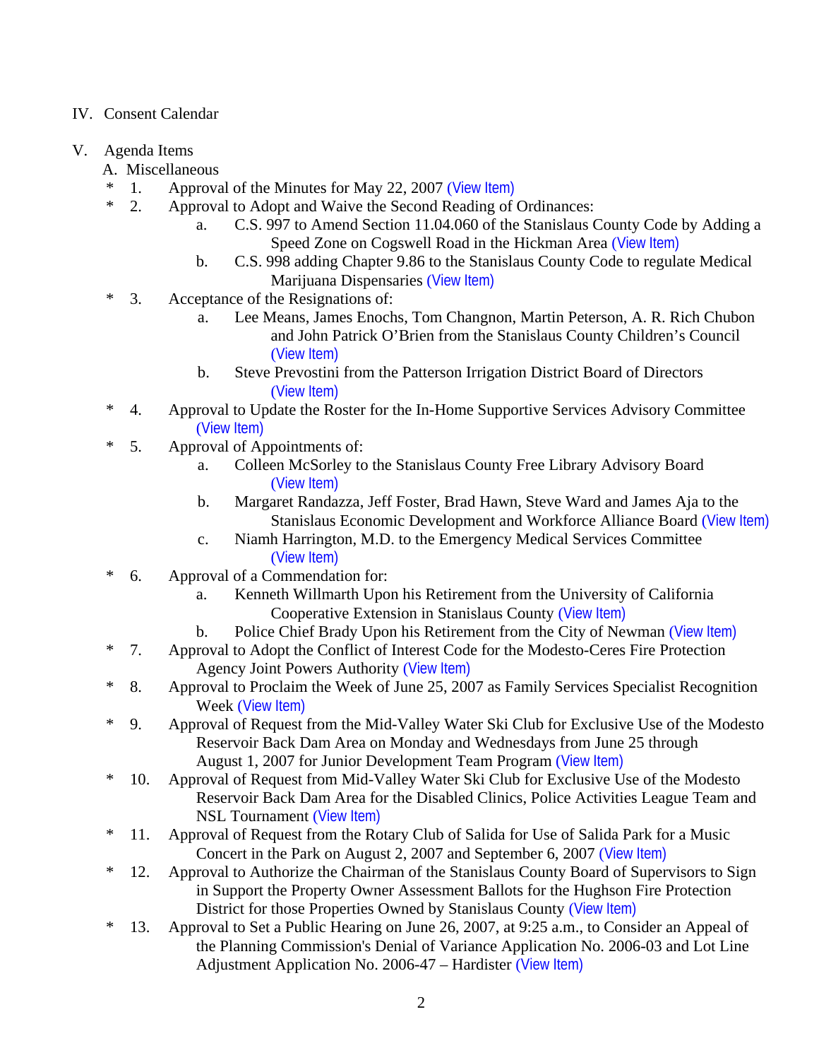IV. Consent Calendar

V. Agenda Items

A. Miscellaneous

\* 1. Approval of the Minutes for May 22, 2007 (View Item)

\* 2. Approval to Adopt and Waive the Second Reading of Ordinances:
   - a. C.S. 997 to Amend Section 11.04.060 of the Stanislaus County Code by Adding a Speed Zone on Cogswell Road in the Hickman Area (View Item)
   - b. C.S. 998 adding Chapter 9.86 to the Stanislaus County Code to regulate Medical Marijuana Dispensaries (View Item)

\* 3. Acceptance of the Resignations of:
   - a. Lee Means, James Enochs, Tom Changnon, Martin Peterson, A. R. Rich Chubon and John Patrick O'Brien from the Stanislaus County Children's Council (View Item)
   - b. Steve Prevostini from the Patterson Irrigation District Board of Directors (View Item)

\* 4. Approval to Update the Roster for the In-Home Supportive Services Advisory Committee (View Item)

\* 5. Approval of Appointments of:
   - a. Colleen McSorley to the Stanislaus County Free Library Advisory Board (View Item)
   - b. Margaret Randazza, Jeff Foster, Brad Hawn, Steve Ward and James Aja to the Stanislaus Economic Development and Workforce Alliance Board (View Item)
   - c. Niamh Harrington, M.D. to the Emergency Medical Services Committee (View Item)

\* 6. Approval of a Commendation for:
   - a. Kenneth Willmarth Upon his Retirement from the University of California Cooperative Extension in Stanislaus County (View Item)
   - b. Police Chief Brady Upon his Retirement from the City of Newman (View Item)

\* 7. Approval to Adopt the Conflict of Interest Code for the Modesto-Ceres Fire Protection Agency Joint Powers Authority (View Item)

\* 8. Approval to Proclaim the Week of June 25, 2007 as Family Services Specialist Recognition Week (View Item)

\* 9. Approval of Request from the Mid-Valley Water Ski Club for Exclusive Use of the Modesto Reservoir Back Dam Area on Monday and Wednesdays from June 25 through August 1, 2007 for Junior Development Team Program (View Item)

\* 10. Approval of Request from Mid-Valley Water Ski Club for Exclusive Use of the Modesto Reservoir Back Dam Area for the Disabled Clinics, Police Activities League Team and NSL Tournament (View Item)

\* 11. Approval of Request from the Rotary Club of Salida for Use of Salida Park for a Music Concert in the Park on August 2, 2007 and September 6, 2007 (View Item)

\* 12. Approval to Authorize the Chairman of the Stanislaus County Board of Supervisors to Sign in Support the Property Owner Assessment Ballots for the Hughson Fire Protection District for those Properties Owned by Stanislaus County (View Item)

\* 13. Approval to Set a Public Hearing on June 26, 2007, at 9:25 a.m., to Consider an Appeal of the Planning Commission's Denial of Variance Application No. 2006-03 and Lot Line Adjustment Application No. 2006-47 – Hardister (View Item)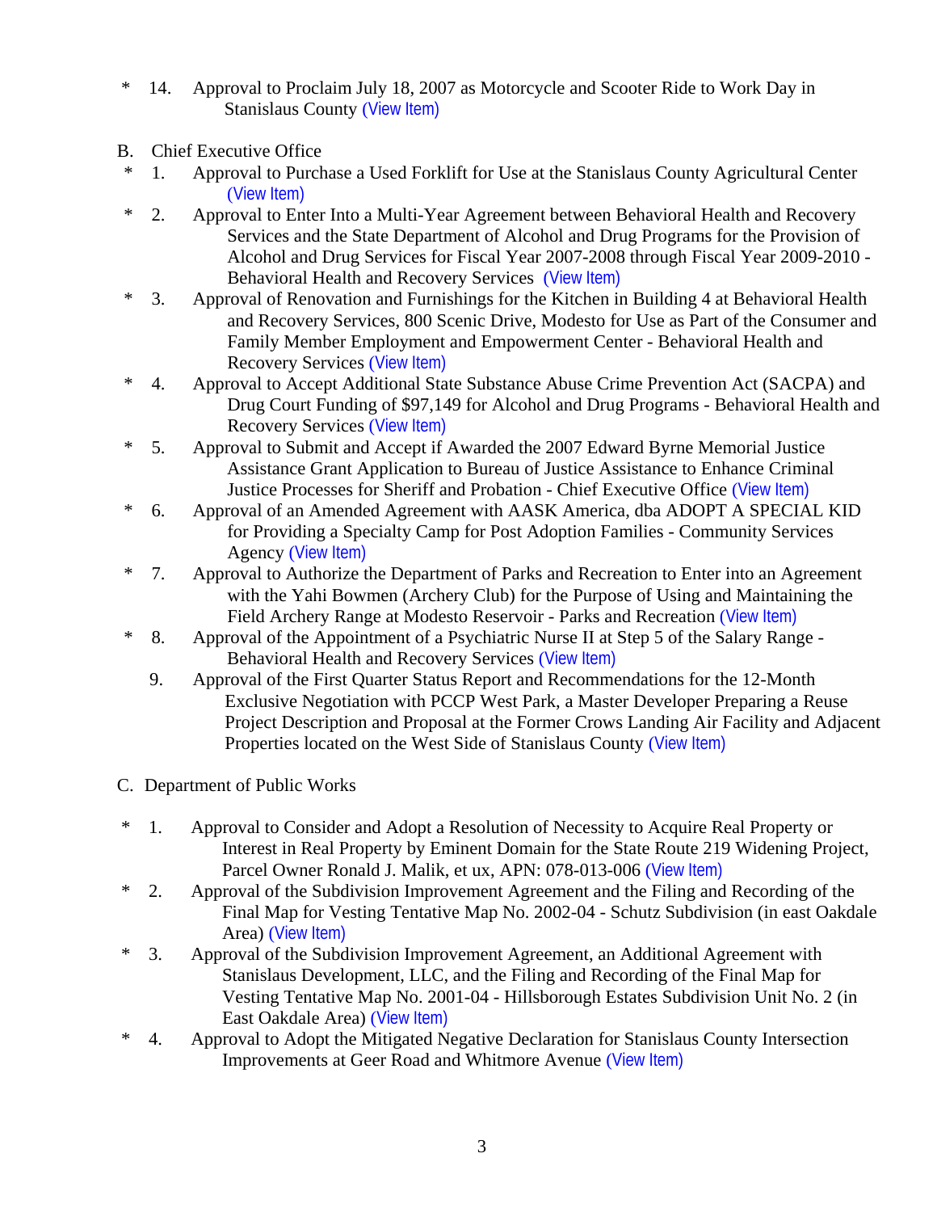\* 14. Approval to Proclaim July 18, 2007 as Motorcycle and Scooter Ride to Work Day in Stanislaus County (View Item)

B. Chief Executive Office

\* 1. Approval to Purchase a Used Forklift for Use at the Stanislaus County Agricultural Center (View Item)

\* 2. Approval to Enter Into a Multi-Year Agreement between Behavioral Health and Recovery Services and the State Department of Alcohol and Drug Programs for the Provision of Alcohol and Drug Services for Fiscal Year 2007-2008 through Fiscal Year 2009-2010 - Behavioral Health and Recovery Services (View Item)

\* 3. Approval of Renovation and Furnishings for the Kitchen in Building 4 at Behavioral Health and Recovery Services, 800 Scenic Drive, Modesto for Use as Part of the Consumer and Family Member Employment and Empowerment Center - Behavioral Health and Recovery Services (View Item)

\* 4. Approval to Accept Additional State Substance Abuse Crime Prevention Act (SACPA) and Drug Court Funding of $97,149 for Alcohol and Drug Programs - Behavioral Health and Recovery Services (View Item)

\* 5. Approval to Submit and Accept if Awarded the 2007 Edward Byrne Memorial Justice Assistance Grant Application to Bureau of Justice Assistance to Enhance Criminal Justice Processes for Sheriff and Probation - Chief Executive Office (View Item)

\* 6. Approval of an Amended Agreement with AASK America, dba ADOPT A SPECIAL KID for Providing a Specialty Camp for Post Adoption Families - Community Services Agency (View Item)

\* 7. Approval to Authorize the Department of Parks and Recreation to Enter into an Agreement with the Yahi Bowmen (Archery Club) for the Purpose of Using and Maintaining the Field Archery Range at Modesto Reservoir - Parks and Recreation (View Item)

\* 8. Approval of the Appointment of a Psychiatric Nurse II at Step 5 of the Salary Range - Behavioral Health and Recovery Services (View Item)

9. Approval of the First Quarter Status Report and Recommendations for the 12-Month Exclusive Negotiation with PCCP West Park, a Master Developer Preparing a Reuse Project Description and Proposal at the Former Crows Landing Air Facility and Adjacent Properties located on the West Side of Stanislaus County (View Item)

C. Department of Public Works

\* 1. Approval to Consider and Adopt a Resolution of Necessity to Acquire Real Property or Interest in Real Property by Eminent Domain for the State Route 219 Widening Project, Parcel Owner Ronald J. Malik, et ux, APN: 078-013-006 (View Item)

\* 2. Approval of the Subdivision Improvement Agreement and the Filing and Recording of the Final Map for Vesting Tentative Map No. 2002-04 - Schutz Subdivision (in east Oakdale Area) (View Item)

\* 3. Approval of the Subdivision Improvement Agreement, an Additional Agreement with Stanislaus Development, LLC, and the Filing and Recording of the Final Map for Vesting Tentative Map No. 2001-04 - Hillsborough Estates Subdivision Unit No. 2 (in East Oakdale Area) (View Item)

\* 4. Approval to Adopt the Mitigated Negative Declaration for Stanislaus County Intersection Improvements at Geer Road and Whitmore Avenue (View Item)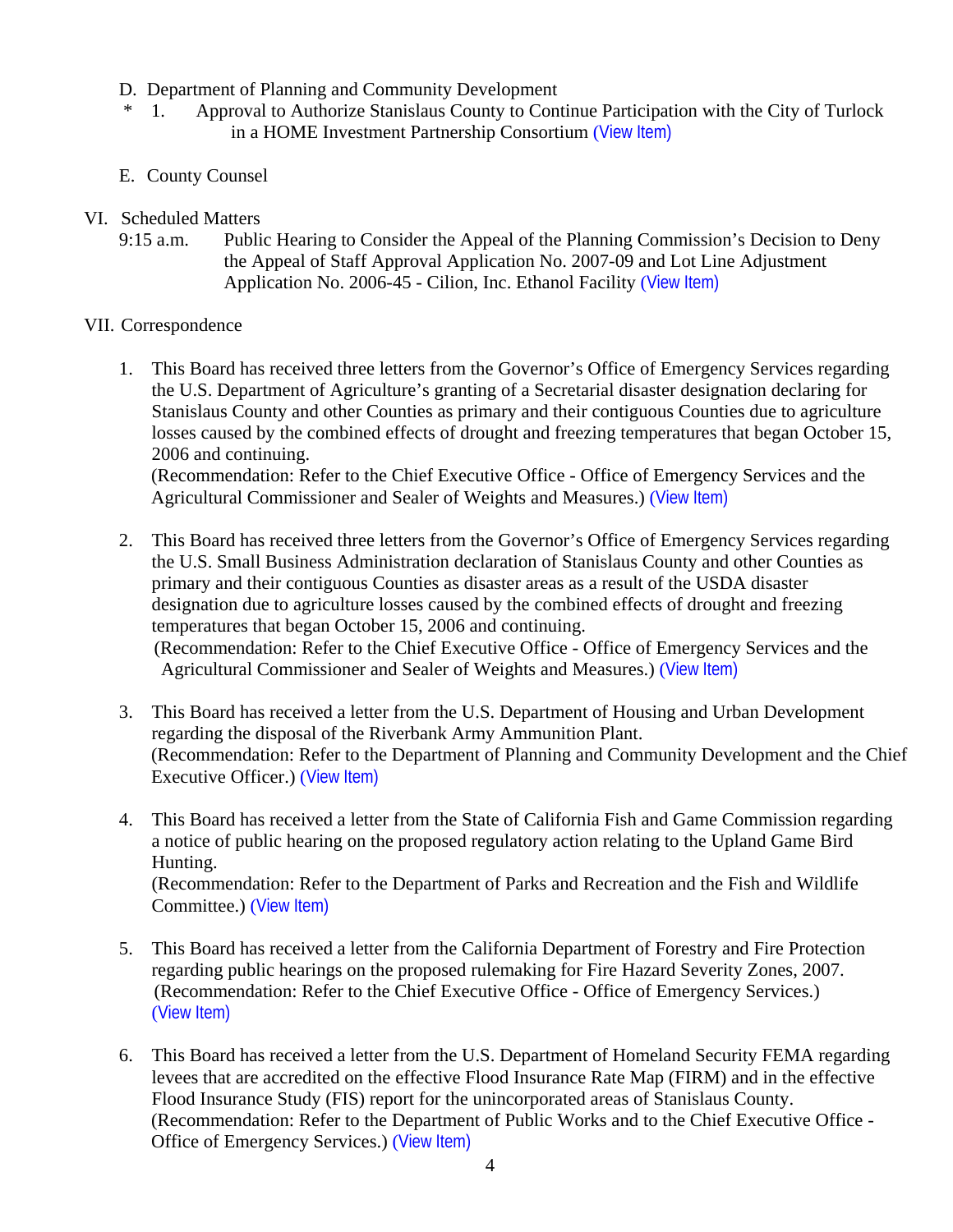D. Department of Planning and Community Development

\* 1. Approval to Authorize Stanislaus County to Continue Participation with the City of Turlock in a HOME Investment Partnership Consortium (View Item)

E. County Counsel

VI. Scheduled Matters

9:15 a.m. Public Hearing to Consider the Appeal of the Planning Commission's Decision to Deny the Appeal of Staff Approval Application No. 2007-09 and Lot Line Adjustment Application No. 2006-45 - Cilion, Inc. Ethanol Facility (View Item)

VII. Correspondence

1. This Board has received three letters from the Governor's Office of Emergency Services regarding the U.S. Department of Agriculture's granting of a Secretarial disaster designation declaring for Stanislaus County and other Counties as primary and their contiguous Counties due to agriculture losses caused by the combined effects of drought and freezing temperatures that began October 15, 2006 and continuing.
   (Recommendation: Refer to the Chief Executive Office - Office of Emergency Services and the Agricultural Commissioner and Sealer of Weights and Measures.) (View Item)

2. This Board has received three letters from the Governor's Office of Emergency Services regarding the U.S. Small Business Administration declaration of Stanislaus County and other Counties as primary and their contiguous Counties as disaster areas as a result of the USDA disaster designation due to agriculture losses caused by the combined effects of drought and freezing temperatures that began October 15, 2006 and continuing.
   (Recommendation: Refer to the Chief Executive Office - Office of Emergency Services and the Agricultural Commissioner and Sealer of Weights and Measures.) (View Item)

3. This Board has received a letter from the U.S. Department of Housing and Urban Development regarding the disposal of the Riverbank Army Ammunition Plant.
   (Recommendation: Refer to the Department of Planning and Community Development and the Chief Executive Officer.) (View Item)

4. This Board has received a letter from the State of California Fish and Game Commission regarding a notice of public hearing on the proposed regulatory action relating to the Upland Game Bird Hunting.
   (Recommendation: Refer to the Department of Parks and Recreation and the Fish and Wildlife Committee.) (View Item)

5. This Board has received a letter from the California Department of Forestry and Fire Protection regarding public hearings on the proposed rulemaking for Fire Hazard Severity Zones, 2007.
   (Recommendation: Refer to the Chief Executive Office - Office of Emergency Services.) (View Item)

6. This Board has received a letter from the U.S. Department of Homeland Security FEMA regarding levees that are accredited on the effective Flood Insurance Rate Map (FIRM) and in the effective Flood Insurance Study (FIS) report for the unincorporated areas of Stanislaus County.
   (Recommendation: Refer to the Department of Public Works and to the Chief Executive Office - Office of Emergency Services.) (View Item)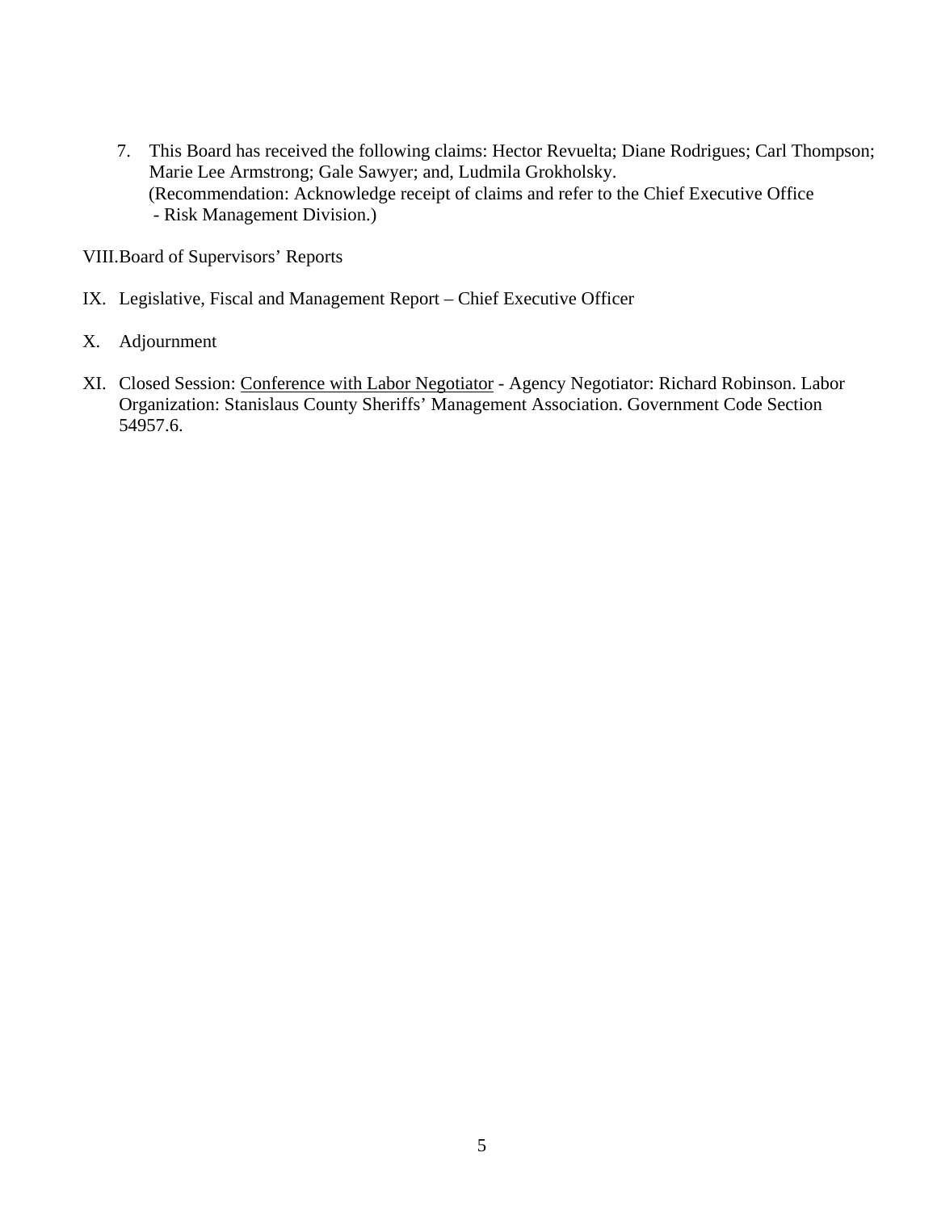7. This Board has received the following claims: Hector Revuelta; Diane Rodrigues; Carl Thompson; Marie Lee Armstrong; Gale Sawyer; and, Ludmila Grokholsky.
   (Recommendation: Acknowledge receipt of claims and refer to the Chief Executive Office - Risk Management Division.)

VIII. Board of Supervisors' Reports

IX. Legislative, Fiscal and Management Report – Chief Executive Officer

X. Adjournment

XI. Closed Session: Conference with Labor Negotiator - Agency Negotiator: Richard Robinson. Labor Organization: Stanislaus County Sheriffs' Management Association. Government Code Section 54957.6.